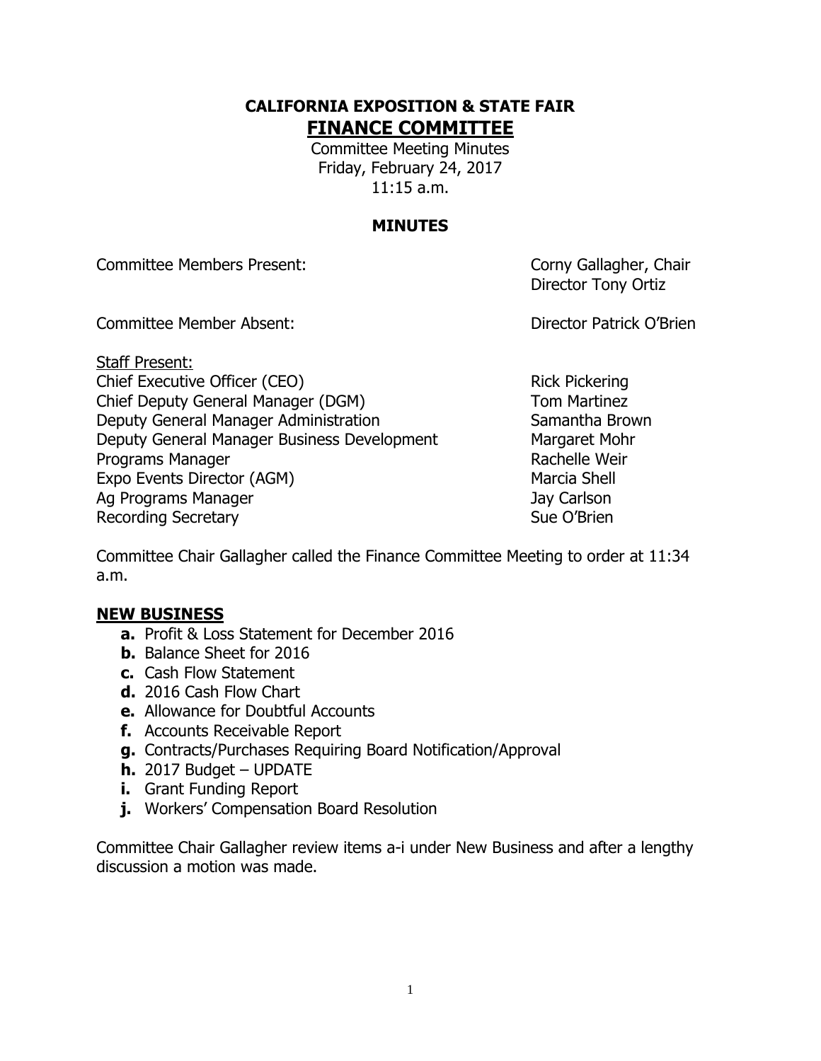# CALIFORNIA EXPOSITION & STATE FAIR

## FINANCE COMMITTEE

Committee Meeting Minutes
Friday, February 24, 2017
11:15 a.m.

### MINUTES

| | |
|---|---|
| Committee Members Present: | Corny Gallagher, Chair |
| | Director Tony Ortiz |
| Committee Member Absent: | Director Patrick O'Brien |

Staff Present:

| | |
|---|---|
| Chief Executive Officer (CEO) | Rick Pickering |
| Chief Deputy General Manager (DGM) | Tom Martinez |
| Deputy General Manager Administration | Samantha Brown |
| Deputy General Manager Business Development | Margaret Mohr |
| Programs Manager | Rachelle Weir |
| Expo Events Director (AGM) | Marcia Shell |
| Ag Programs Manager | Jay Carlson |
| Recording Secretary | Sue O'Brien |

Committee Chair Gallagher called the Finance Committee Meeting to order at 11:34 a.m.

### NEW BUSINESS

- **a.** Profit & Loss Statement for December 2016
- **b.** Balance Sheet for 2016
- **c.** Cash Flow Statement
- **d.** 2016 Cash Flow Chart
- **e.** Allowance for Doubtful Accounts
- **f.** Accounts Receivable Report
- **g.** Contracts/Purchases Requiring Board Notification/Approval
- **h.** 2017 Budget – UPDATE
- **i.** Grant Funding Report
- **j.** Workers' Compensation Board Resolution

Committee Chair Gallagher review items a-i under New Business and after a lengthy discussion a motion was made.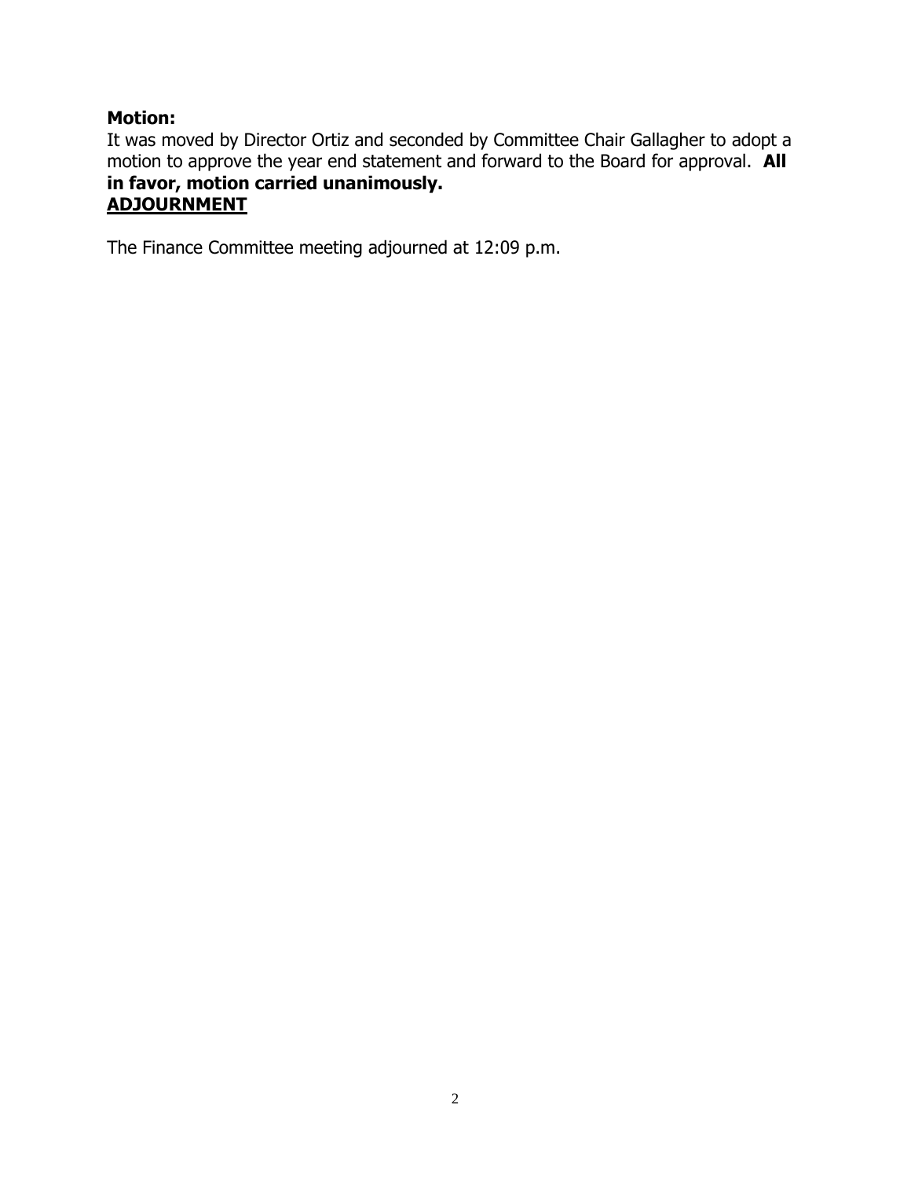**Motion:**
It was moved by Director Ortiz and seconded by Committee Chair Gallagher to adopt a motion to approve the year end statement and forward to the Board for approval. **All in favor, motion carried unanimously.**

**ADJOURNMENT**

The Finance Committee meeting adjourned at 12:09 p.m.